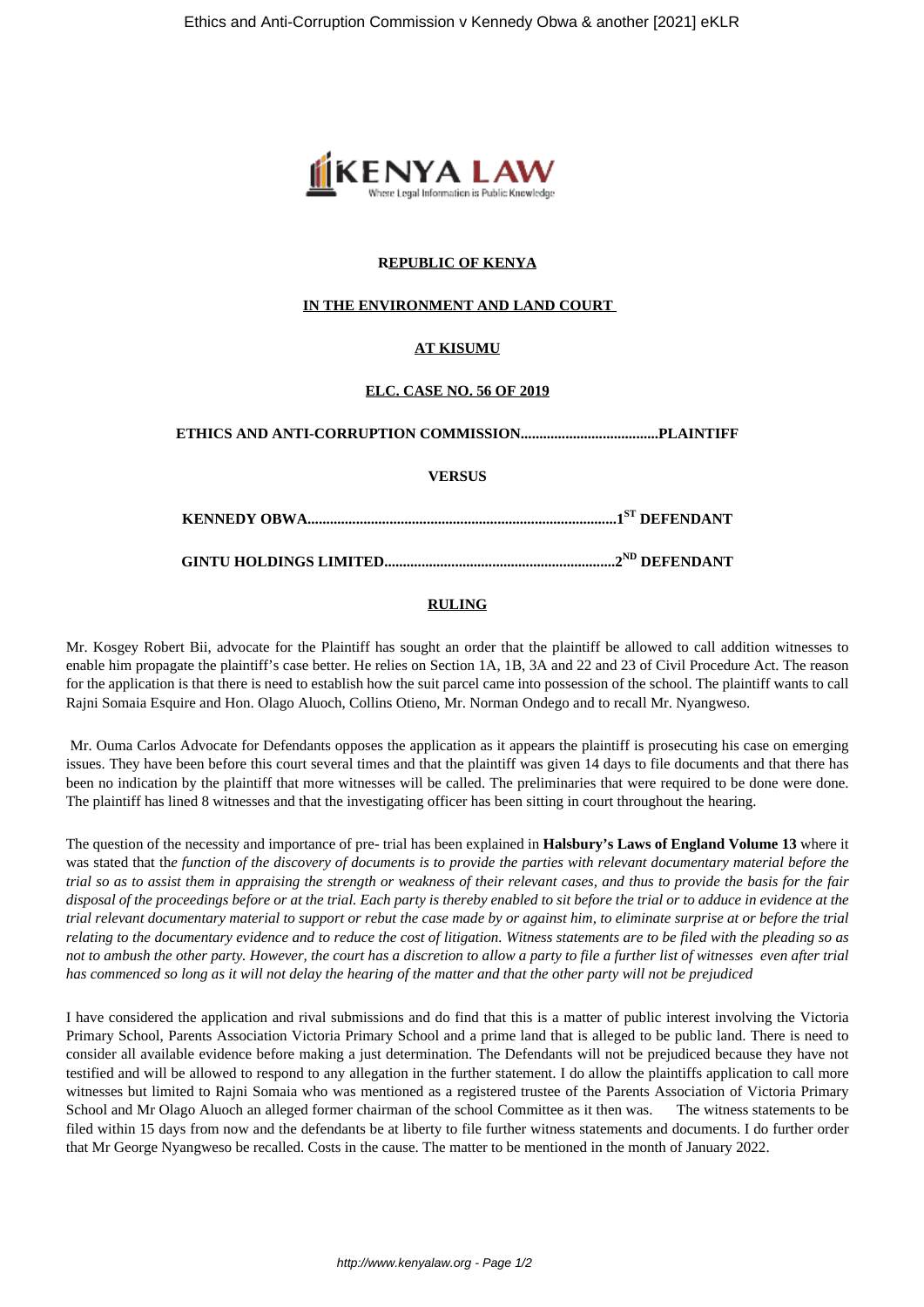**REPUBLIC OF KENYA**

**IN THE ENVIRONMENT AND LAND COURT**

**AT KISUMU**

**ELC. CASE NO. 56 OF 2019**

**ETHICS AND ANTI-CORRUPTION COMMISSION.....................................PLAINTIFF**

**VERSUS**

**KENNEDY OBWA...................................................................................1ST DEFENDANT**

**GINTU HOLDINGS LIMITED.............................................................2ND DEFENDANT**

**RULING**

Mr. Kosgey Robert Bii, advocate for the Plaintiff has sought an order that the plaintiff be allowed to call addition witnesses to enable him propagate the plaintiff's case better. He relies on Section 1A, 1B, 3A and 22 and 23 of Civil Procedure Act. The reason for the application is that there is need to establish how the suit parcel came into possession of the school. The plaintiff wants to call Rajni Somaia Esquire and Hon. Olago Aluoch, Collins Otieno, Mr. Norman Ondego and to recall Mr. Nyangweso.

Mr. Ouma Carlos Advocate for Defendants opposes the application as it appears the plaintiff is prosecuting his case on emerging issues. They have been before this court several times and that the plaintiff was given 14 days to file documents and that there has been no indication by the plaintiff that more witnesses will be called. The preliminaries that were required to be done were done. The plaintiff has lined 8 witnesses and that the investigating officer has been sitting in court throughout the hearing.

The question of the necessity and importance of pre- trial has been explained in **Halsbury's Laws of England Volume 13** where it was stated that th*e function of the discovery of documents is to provide the parties with relevant documentary material before the trial so as to assist them in appraising the strength or weakness of their relevant cases, and thus to provide the basis for the fair disposal of the proceedings before or at the trial. Each party is thereby enabled to sit before the trial or to adduce in evidence at the trial relevant documentary material to support or rebut the case made by or against him, to eliminate surprise at or before the trial relating to the documentary evidence and to reduce the cost of litigation. Witness statements are to be filed with the pleading so as not to ambush the other party. However, the court has a discretion to allow a party to file a further list of witnesses even after trial has commenced so long as it will not delay the hearing of the matter and that the other party will not be prejudiced*

I have considered the application and rival submissions and do find that this is a matter of public interest involving the Victoria Primary School, Parents Association Victoria Primary School and a prime land that is alleged to be public land. There is need to consider all available evidence before making a just determination. The Defendants will not be prejudiced because they have not testified and will be allowed to respond to any allegation in the further statement. I do allow the plaintiffs application to call more witnesses but limited to Rajni Somaia who was mentioned as a registered trustee of the Parents Association of Victoria Primary School and Mr Olago Aluoch an alleged former chairman of the school Committee as it then was. The witness statements to be filed within 15 days from now and the defendants be at liberty to file further witness statements and documents. I do further order that Mr George Nyangweso be recalled. Costs in the cause. The matter to be mentioned in the month of January 2022.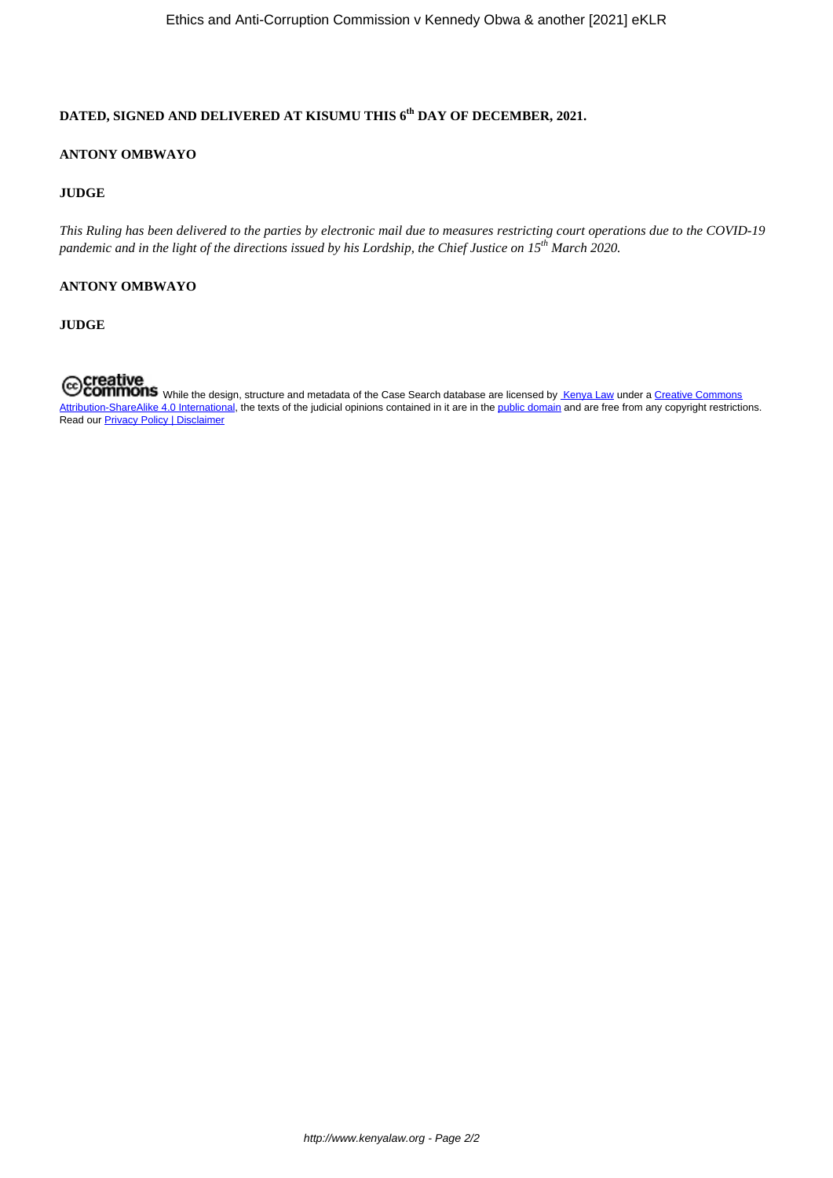**DATED, SIGNED AND DELIVERED AT KISUMU THIS 6th DAY OF DECEMBER, 2021.**

**ANTONY OMBWAYO**

**JUDGE**

*This Ruling has been delivered to the parties by electronic mail due to measures restricting court operations due to the COVID-19 pandemic and in the light of the directions issued by his Lordship, the Chief Justice on 15th March 2020.*

**ANTONY OMBWAYO**

**JUDGE**

While the design, structure and metadata of the Case Search database are licensed by Kenya Law under a Creative Commons Attribution-ShareAlike 4.0 International, the texts of the judicial opinions contained in it are in the public domain and are free from any copyright restrictions. Read our Privacy Policy | Disclaimer